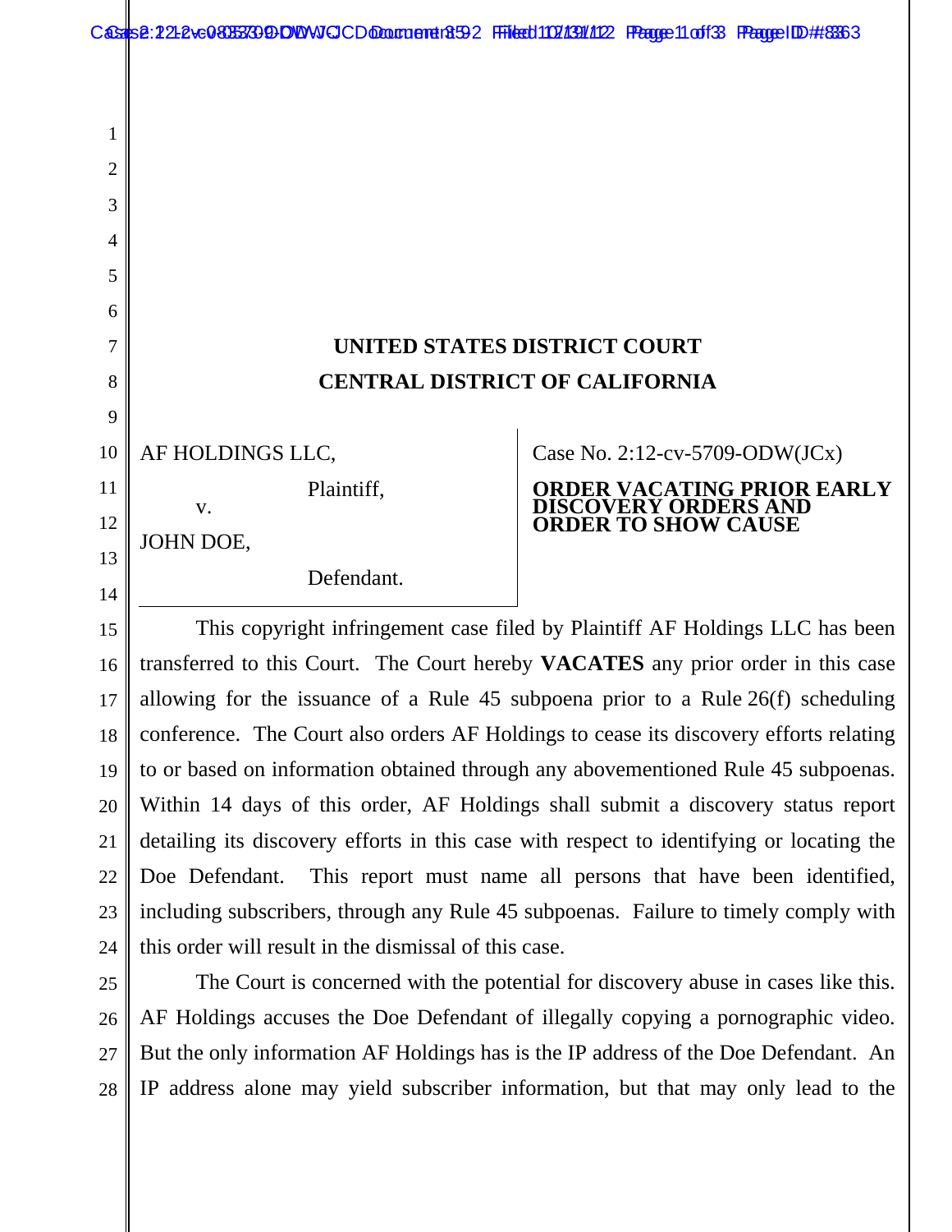# UNITED STATES DISTRICT COURT
# CENTRAL DISTRICT OF CALIFORNIA

AF HOLDINGS LLC,

Plaintiff,

v.

JOHN DOE,

Defendant.

Case No. 2:12-cv-5709-ODW(JCx)

**ORDER VACATING PRIOR EARLY DISCOVERY ORDERS AND ORDER TO SHOW CAUSE**

This copyright infringement case filed by Plaintiff AF Holdings LLC has been transferred to this Court. The Court hereby **VACATES** any prior order in this case allowing for the issuance of a Rule 45 subpoena prior to a Rule 26(f) scheduling conference. The Court also orders AF Holdings to cease its discovery efforts relating to or based on information obtained through any abovementioned Rule 45 subpoenas. Within 14 days of this order, AF Holdings shall submit a discovery status report detailing its discovery efforts in this case with respect to identifying or locating the Doe Defendant. This report must name all persons that have been identified, including subscribers, through any Rule 45 subpoenas. Failure to timely comply with this order will result in the dismissal of this case.

The Court is concerned with the potential for discovery abuse in cases like this. AF Holdings accuses the Doe Defendant of illegally copying a pornographic video. But the only information AF Holdings has is the IP address of the Doe Defendant. An IP address alone may yield subscriber information, but that may only lead to the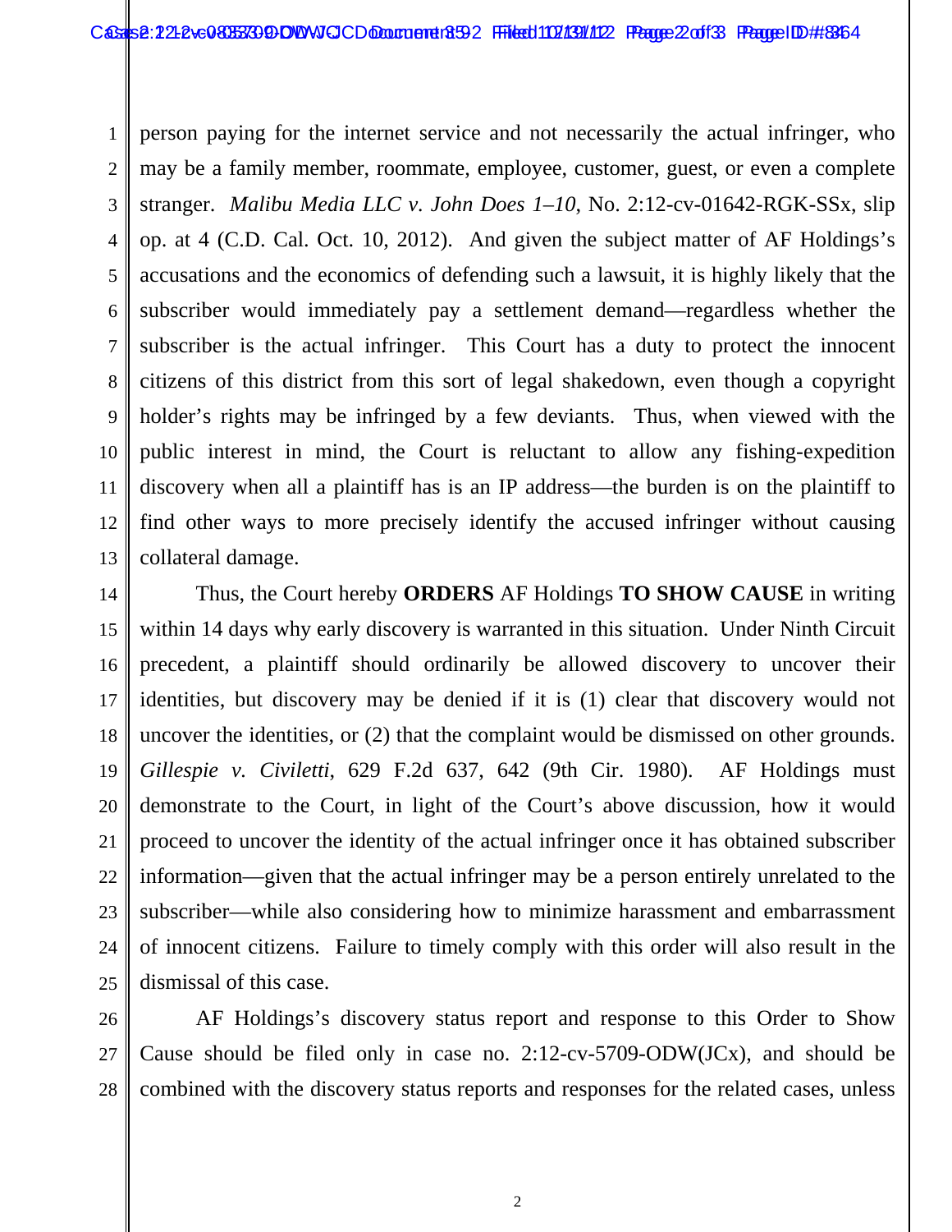person paying for the internet service and not necessarily the actual infringer, who may be a family member, roommate, employee, customer, guest, or even a complete stranger. *Malibu Media LLC v. John Does 1–10*, No. 2:12-cv-01642-RGK-SSx, slip op. at 4 (C.D. Cal. Oct. 10, 2012). And given the subject matter of AF Holdings's accusations and the economics of defending such a lawsuit, it is highly likely that the subscriber would immediately pay a settlement demand—regardless whether the subscriber is the actual infringer. This Court has a duty to protect the innocent citizens of this district from this sort of legal shakedown, even though a copyright holder's rights may be infringed by a few deviants. Thus, when viewed with the public interest in mind, the Court is reluctant to allow any fishing-expedition discovery when all a plaintiff has is an IP address—the burden is on the plaintiff to find other ways to more precisely identify the accused infringer without causing collateral damage.

Thus, the Court hereby **ORDERS** AF Holdings **TO SHOW CAUSE** in writing within 14 days why early discovery is warranted in this situation. Under Ninth Circuit precedent, a plaintiff should ordinarily be allowed discovery to uncover their identities, but discovery may be denied if it is (1) clear that discovery would not uncover the identities, or (2) that the complaint would be dismissed on other grounds. *Gillespie v. Civiletti*, 629 F.2d 637, 642 (9th Cir. 1980). AF Holdings must demonstrate to the Court, in light of the Court's above discussion, how it would proceed to uncover the identity of the actual infringer once it has obtained subscriber information—given that the actual infringer may be a person entirely unrelated to the subscriber—while also considering how to minimize harassment and embarrassment of innocent citizens. Failure to timely comply with this order will also result in the dismissal of this case.

AF Holdings's discovery status report and response to this Order to Show Cause should be filed only in case no. 2:12-cv-5709-ODW(JCx), and should be combined with the discovery status reports and responses for the related cases, unless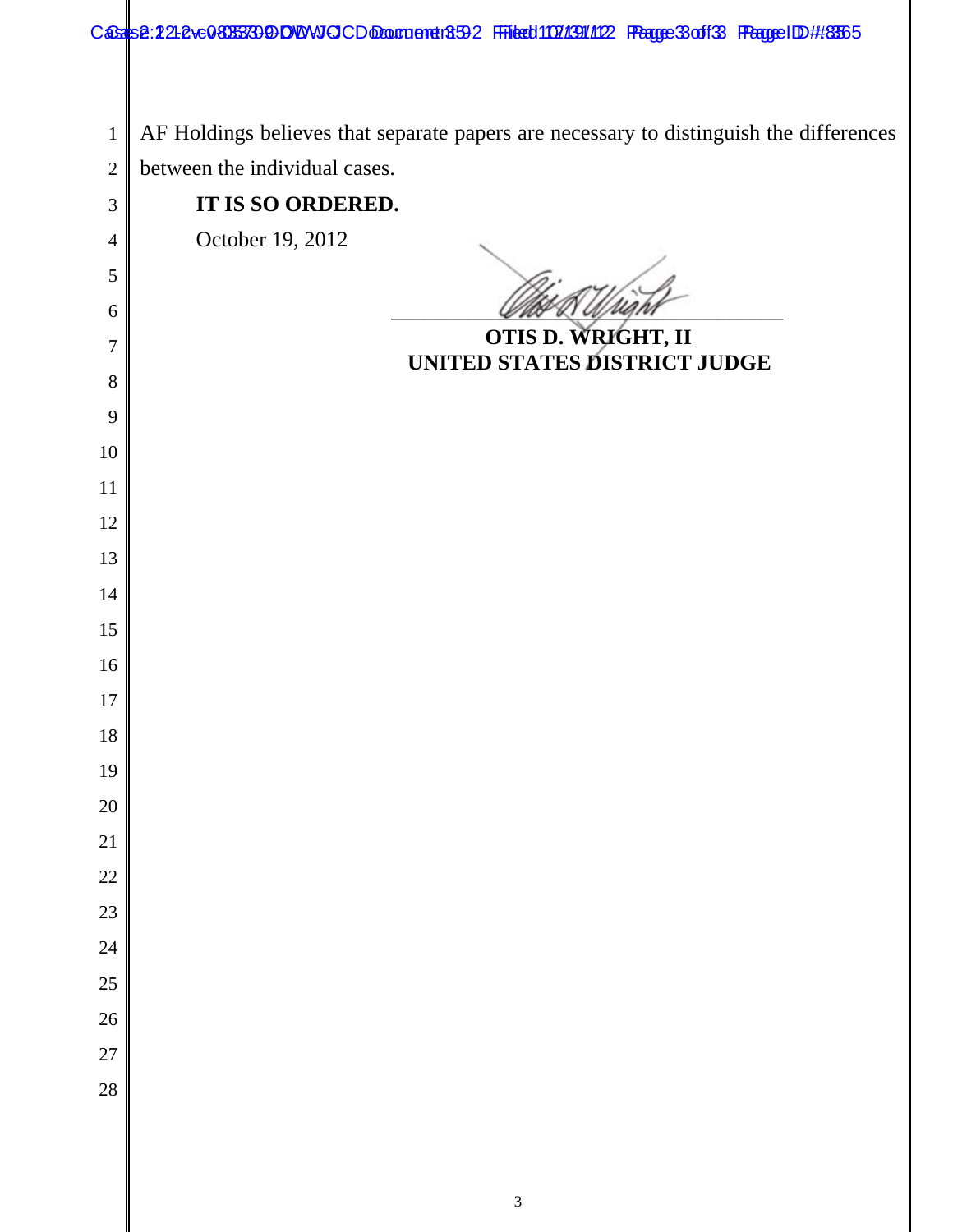AF Holdings believes that separate papers are necessary to distinguish the differences between the individual cases.

**IT IS SO ORDERED.**

October 19, 2012

______________________________

**OTIS D. WRIGHT, II**
**UNITED STATES DISTRICT JUDGE**